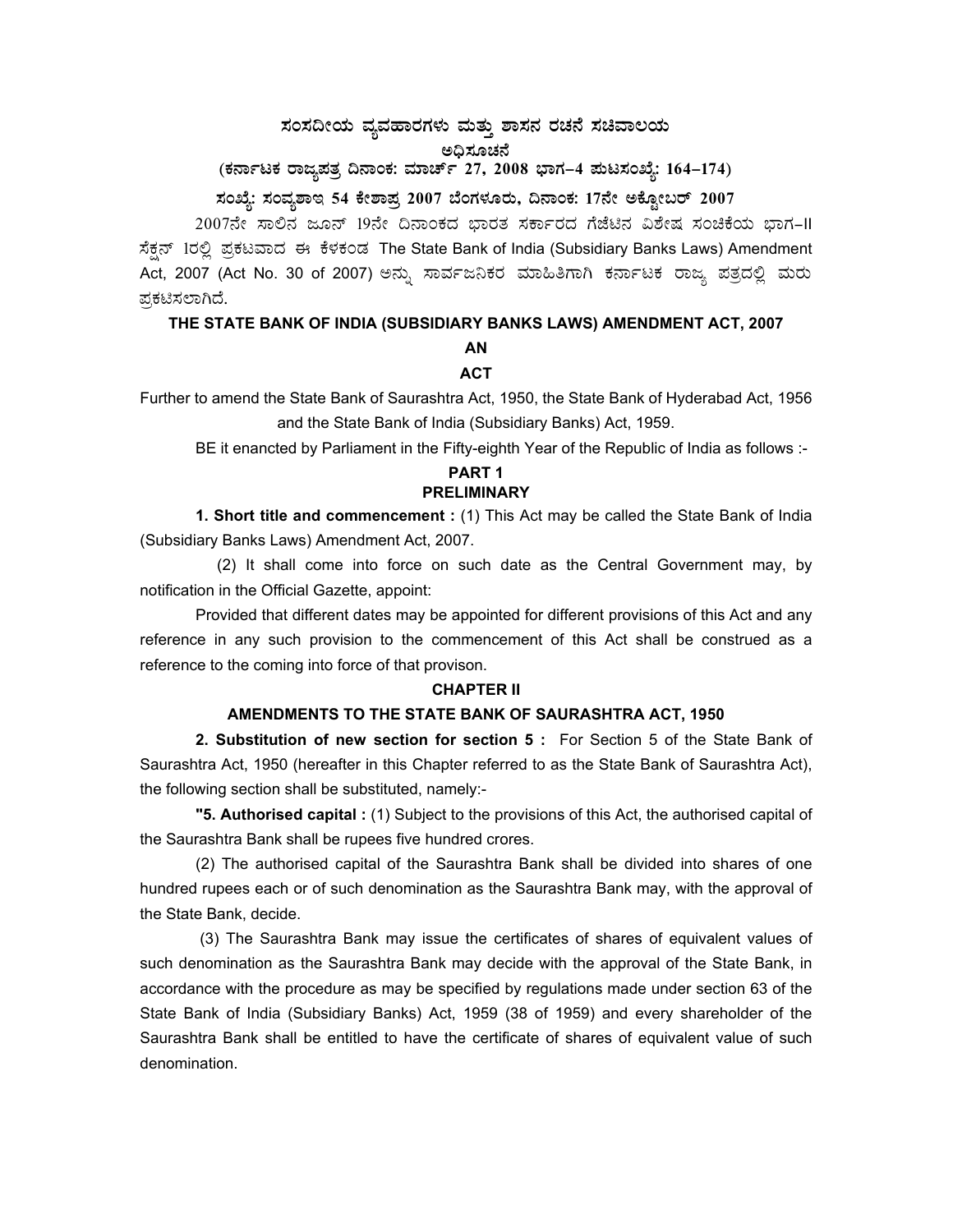# ಸಂಸದೀಯ ವ್ಯವಹಾರಗಳು ಮತ್ತು ಶಾಸನ ರಚನೆ ಸಚಿವಾಲಯ

## ಅಧಿಸೂಚನೆ

**(ಕರ್ನಾಟಕ ರಾಜ್ಯಪತ್ರ ದಿನಾಂಕ: ಮಾರ್ಚ್ 27, 2008 ಭಾಗ–4 ಪುಟಸಂಖ್ಯೆ: 164–174)**

**ಸಂಖ್ಯೆ: ಸಂವ್ಯಶಾಇ 54 ಕೇಶಾಪ್ರ 2007 ಬೆಂಗಳೂರು, ದಿನಾಂಕ: 17ನೇ ಅಕ್ಟೋಬರ್ 2007**

2007ನೇ ಸಾಲಿನ ಜೂನ್ 19ನೇ ದಿನಾಂಕದ ಭಾರತ ಸರ್ಕಾರದ ಗೆಜೆಟಿನ ವಿಶೇಷ ಸಂಚಿಕೆಯ ಭಾಗ-II ಸೆಕ್ಷನ್ 1ರಲ್ಲಿ ಪ್ರಕಟವಾದ ಈ ಕೆಳಕಂಡ The State Bank of India (Subsidiary Banks Laws) Amendment Act, 2007 (Act No. 30 of 2007) ಅನ್ನು ಸಾರ್ವಜನಿಕರ ಮಾಹಿತಿಗಾಗಿ ಕರ್ನಾಟಕ ರಾಜ್ಯ ಪತ್ರದಲ್ಲಿ ಮರು ಪ್ರಕಟಿಸಲಾಗಿದೆ.

**THE STATE BANK OF INDIA (SUBSIDIARY BANKS LAWS) AMENDMENT ACT, 2007**

**AN**

**ACT**

Further to amend the State Bank of Saurashtra Act, 1950, the State Bank of Hyderabad Act, 1956 and the State Bank of India (Subsidiary Banks) Act, 1959.

BE it enancted by Parliament in the Fifty-eighth Year of the Republic of India as follows :-

**PART 1**

**PRELIMINARY**

**1. Short title and commencement :** (1) This Act may be called the State Bank of India (Subsidiary Banks Laws) Amendment Act, 2007.

(2) It shall come into force on such date as the Central Government may, by notification in the Official Gazette, appoint:

Provided that different dates may be appointed for different provisions of this Act and any reference in any such provision to the commencement of this Act shall be construed as a reference to the coming into force of that provison.

**CHAPTER II**

**AMENDMENTS TO THE STATE BANK OF SAURASHTRA ACT, 1950**

**2. Substitution of new section for section 5 :** For Section 5 of the State Bank of Saurashtra Act, 1950 (hereafter in this Chapter referred to as the State Bank of Saurashtra Act), the following section shall be substituted, namely:-

**"5. Authorised capital :** (1) Subject to the provisions of this Act, the authorised capital of the Saurashtra Bank shall be rupees five hundred crores.

(2) The authorised capital of the Saurashtra Bank shall be divided into shares of one hundred rupees each or of such denomination as the Saurashtra Bank may, with the approval of the State Bank, decide.

(3) The Saurashtra Bank may issue the certificates of shares of equivalent values of such denomination as the Saurashtra Bank may decide with the approval of the State Bank, in accordance with the procedure as may be specified by regulations made under section 63 of the State Bank of India (Subsidiary Banks) Act, 1959 (38 of 1959) and every shareholder of the Saurashtra Bank shall be entitled to have the certificate of shares of equivalent value of such denomination.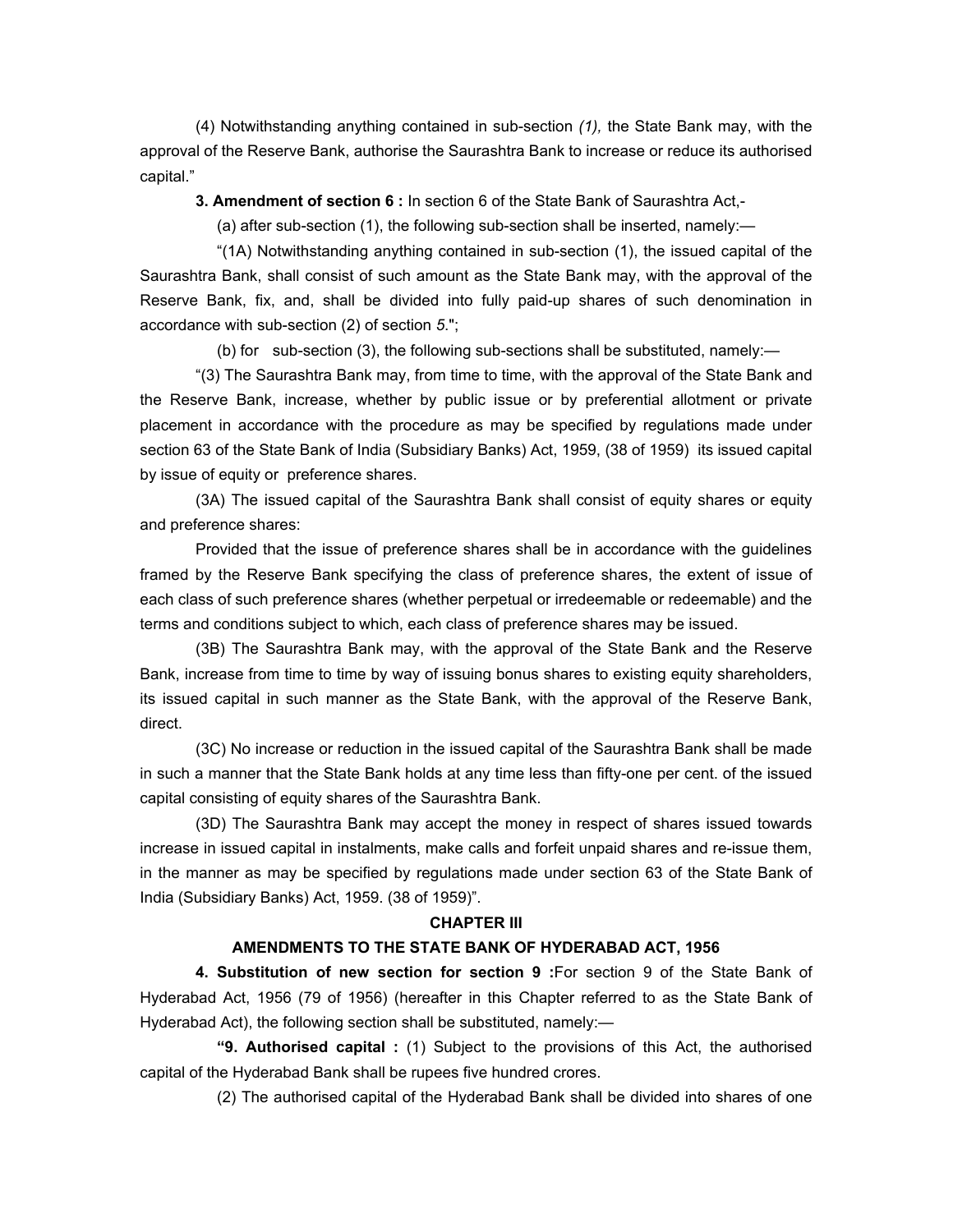(4) Notwithstanding anything contained in sub-section *(1),* the State Bank may, with the approval of the Reserve Bank, authorise the Saurashtra Bank to increase or reduce its authorised capital."

**3. Amendment of section 6 :** In section 6 of the State Bank of Saurashtra Act,-

(a) after sub-section (1), the following sub-section shall be inserted, namely:—

"(1A) Notwithstanding anything contained in sub-section (1), the issued capital of the Saurashtra Bank, shall consist of such amount as the State Bank may, with the approval of the Reserve Bank, fix, and, shall be divided into fully paid-up shares of such denomination in accordance with sub-section (2) of section *5.*";

(b) for sub-section (3), the following sub-sections shall be substituted, namely:—

"(3) The Saurashtra Bank may, from time to time, with the approval of the State Bank and the Reserve Bank, increase, whether by public issue or by preferential allotment or private placement in accordance with the procedure as may be specified by regulations made under section 63 of the State Bank of India (Subsidiary Banks) Act, 1959, (38 of 1959) its issued capital by issue of equity or preference shares.

(3A) The issued capital of the Saurashtra Bank shall consist of equity shares or equity and preference shares:

Provided that the issue of preference shares shall be in accordance with the guidelines framed by the Reserve Bank specifying the class of preference shares, the extent of issue of each class of such preference shares (whether perpetual or irredeemable or redeemable) and the terms and conditions subject to which, each class of preference shares may be issued.

(3B) The Saurashtra Bank may, with the approval of the State Bank and the Reserve Bank, increase from time to time by way of issuing bonus shares to existing equity shareholders, its issued capital in such manner as the State Bank, with the approval of the Reserve Bank, direct.

(3C) No increase or reduction in the issued capital of the Saurashtra Bank shall be made in such a manner that the State Bank holds at any time less than fifty-one per cent. of the issued capital consisting of equity shares of the Saurashtra Bank.

(3D) The Saurashtra Bank may accept the money in respect of shares issued towards increase in issued capital in instalments, make calls and forfeit unpaid shares and re-issue them, in the manner as may be specified by regulations made under section 63 of the State Bank of India (Subsidiary Banks) Act, 1959. (38 of 1959)".

## CHAPTER III

## AMENDMENTS TO THE STATE BANK OF HYDERABAD ACT, 1956

**4. Substitution of new section for section 9 :** For section 9 of the State Bank of Hyderabad Act, 1956 (79 of 1956) (hereafter in this Chapter referred to as the State Bank of Hyderabad Act), the following section shall be substituted, namely:—

**"9. Authorised capital :** (1) Subject to the provisions of this Act, the authorised capital of the Hyderabad Bank shall be rupees five hundred crores.

(2) The authorised capital of the Hyderabad Bank shall be divided into shares of one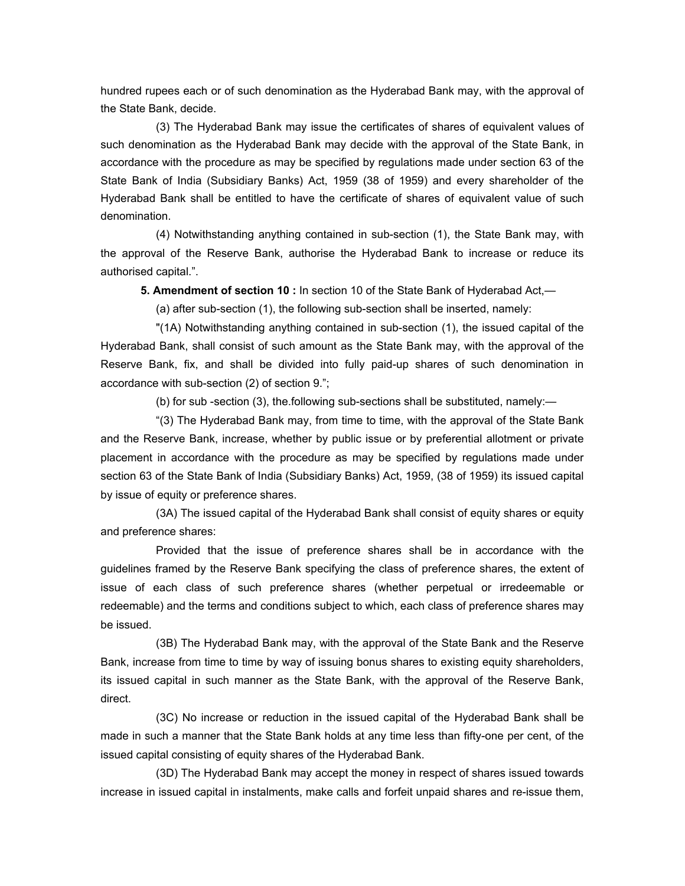hundred rupees each or of such denomination as the Hyderabad Bank may, with the approval of the State Bank, decide.

(3) The Hyderabad Bank may issue the certificates of shares of equivalent values of such denomination as the Hyderabad Bank may decide with the approval of the State Bank, in accordance with the procedure as may be specified by regulations made under section 63 of the State Bank of India (Subsidiary Banks) Act, 1959 (38 of 1959) and every shareholder of the Hyderabad Bank shall be entitled to have the certificate of shares of equivalent value of such denomination.

(4) Notwithstanding anything contained in sub-section (1), the State Bank may, with the approval of the Reserve Bank, authorise the Hyderabad Bank to increase or reduce its authorised capital.".

**5. Amendment of section 10 :** In section 10 of the State Bank of Hyderabad Act,—

(a) after sub-section (1), the following sub-section shall be inserted, namely:

"(1A) Notwithstanding anything contained in sub-section (1), the issued capital of the Hyderabad Bank, shall consist of such amount as the State Bank may, with the approval of the Reserve Bank, fix, and shall be divided into fully paid-up shares of such denomination in accordance with sub-section (2) of section 9.";

(b) for sub -section (3), the.following sub-sections shall be substituted, namely:—

"(3) The Hyderabad Bank may, from time to time, with the approval of the State Bank and the Reserve Bank, increase, whether by public issue or by preferential allotment or private placement in accordance with the procedure as may be specified by regulations made under section 63 of the State Bank of India (Subsidiary Banks) Act, 1959, (38 of 1959) its issued capital by issue of equity or preference shares.

(3A) The issued capital of the Hyderabad Bank shall consist of equity shares or equity and preference shares:

Provided that the issue of preference shares shall be in accordance with the guidelines framed by the Reserve Bank specifying the class of preference shares, the extent of issue of each class of such preference shares (whether perpetual or irredeemable or redeemable) and the terms and conditions subject to which, each class of preference shares may be issued.

(3B) The Hyderabad Bank may, with the approval of the State Bank and the Reserve Bank, increase from time to time by way of issuing bonus shares to existing equity shareholders, its issued capital in such manner as the State Bank, with the approval of the Reserve Bank, direct.

(3C) No increase or reduction in the issued capital of the Hyderabad Bank shall be made in such a manner that the State Bank holds at any time less than fifty-one per cent, of the issued capital consisting of equity shares of the Hyderabad Bank.

(3D) The Hyderabad Bank may accept the money in respect of shares issued towards increase in issued capital in instalments, make calls and forfeit unpaid shares and re-issue them,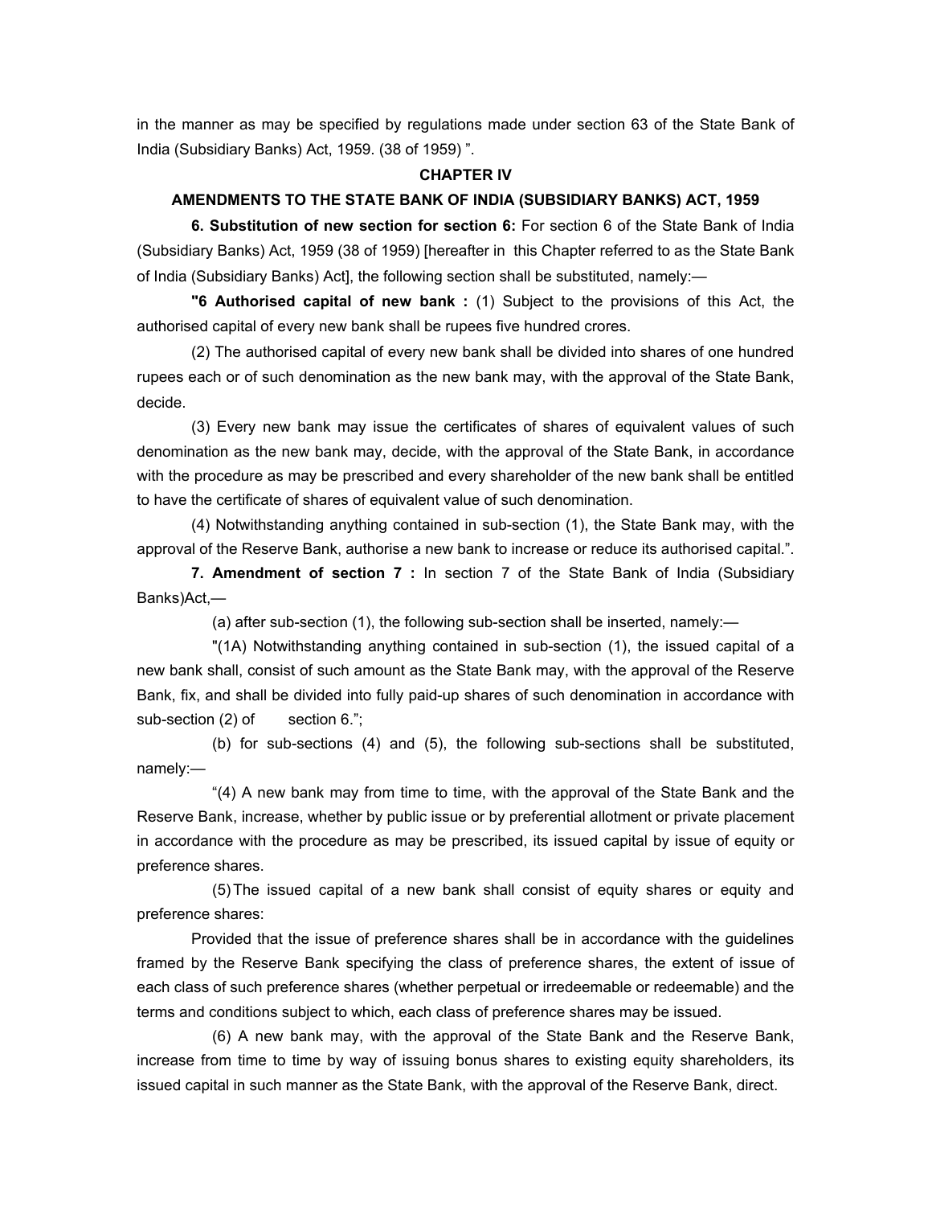in the manner as may be specified by regulations made under section 63 of the State Bank of India (Subsidiary Banks) Act, 1959. (38 of 1959) ".

## CHAPTER IV

## AMENDMENTS TO THE STATE BANK OF INDIA (SUBSIDIARY BANKS) ACT, 1959

**6. Substitution of new section for section 6:** For section 6 of the State Bank of India (Subsidiary Banks) Act, 1959 (38 of 1959) [hereafter in this Chapter referred to as the State Bank of India (Subsidiary Banks) Act], the following section shall be substituted, namely:—

**"6 Authorised capital of new bank :** (1) Subject to the provisions of this Act, the authorised capital of every new bank shall be rupees five hundred crores.

(2) The authorised capital of every new bank shall be divided into shares of one hundred rupees each or of such denomination as the new bank may, with the approval of the State Bank, decide.

(3) Every new bank may issue the certificates of shares of equivalent values of such denomination as the new bank may, decide, with the approval of the State Bank, in accordance with the procedure as may be prescribed and every shareholder of the new bank shall be entitled to have the certificate of shares of equivalent value of such denomination.

(4) Notwithstanding anything contained in sub-section (1), the State Bank may, with the approval of the Reserve Bank, authorise a new bank to increase or reduce its authorised capital.".

**7. Amendment of section 7 :** In section 7 of the State Bank of India (Subsidiary Banks)Act,—

(a) after sub-section (1), the following sub-section shall be inserted, namely:—

"(1A) Notwithstanding anything contained in sub-section (1), the issued capital of a new bank shall, consist of such amount as the State Bank may, with the approval of the Reserve Bank, fix, and shall be divided into fully paid-up shares of such denomination in accordance with sub-section (2) of section 6.";

(b) for sub-sections (4) and (5), the following sub-sections shall be substituted, namely:—

"(4) A new bank may from time to time, with the approval of the State Bank and the Reserve Bank, increase, whether by public issue or by preferential allotment or private placement in accordance with the procedure as may be prescribed, its issued capital by issue of equity or preference shares.

(5) The issued capital of a new bank shall consist of equity shares or equity and preference shares:

Provided that the issue of preference shares shall be in accordance with the guidelines framed by the Reserve Bank specifying the class of preference shares, the extent of issue of each class of such preference shares (whether perpetual or irredeemable or redeemable) and the terms and conditions subject to which, each class of preference shares may be issued.

(6) A new bank may, with the approval of the State Bank and the Reserve Bank, increase from time to time by way of issuing bonus shares to existing equity shareholders, its issued capital in such manner as the State Bank, with the approval of the Reserve Bank, direct.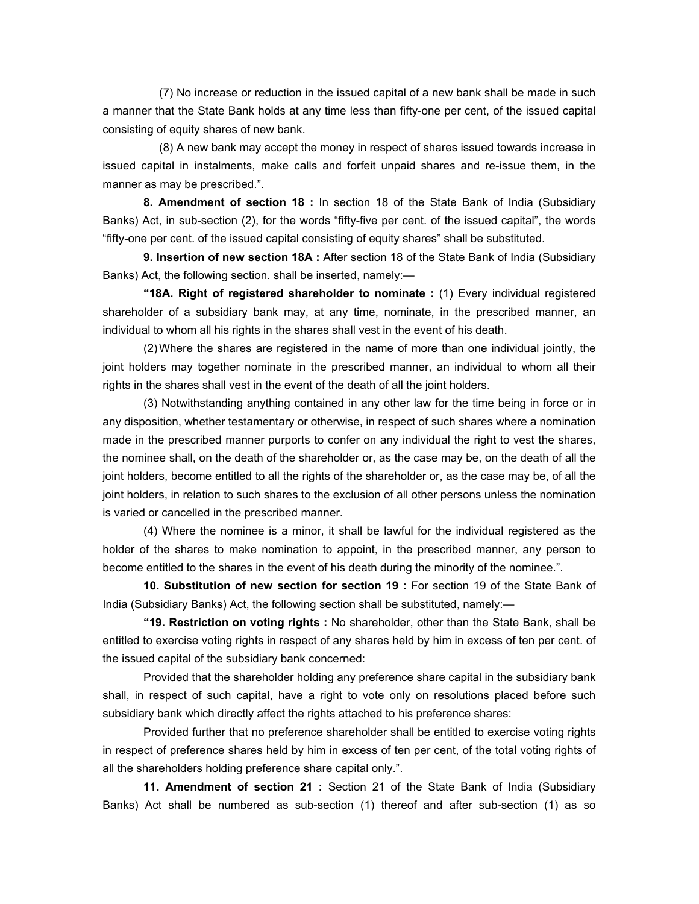(7) No increase or reduction in the issued capital of a new bank shall be made in such a manner that the State Bank holds at any time less than fifty-one per cent, of the issued capital consisting of equity shares of new bank.

(8) A new bank may accept the money in respect of shares issued towards increase in issued capital in instalments, make calls and forfeit unpaid shares and re-issue them, in the manner as may be prescribed.".

**8. Amendment of section 18 :** In section 18 of the State Bank of India (Subsidiary Banks) Act, in sub-section (2), for the words "fifty-five per cent. of the issued capital", the words "fifty-one per cent. of the issued capital consisting of equity shares" shall be substituted.

**9. Insertion of new section 18A :** After section 18 of the State Bank of India (Subsidiary Banks) Act, the following section. shall be inserted, namely:—

**"18A. Right of registered shareholder to nominate :** (1) Every individual registered shareholder of a subsidiary bank may, at any time, nominate, in the prescribed manner, an individual to whom all his rights in the shares shall vest in the event of his death.

(2) Where the shares are registered in the name of more than one individual jointly, the joint holders may together nominate in the prescribed manner, an individual to whom all their rights in the shares shall vest in the event of the death of all the joint holders.

(3) Notwithstanding anything contained in any other law for the time being in force or in any disposition, whether testamentary or otherwise, in respect of such shares where a nomination made in the prescribed manner purports to confer on any individual the right to vest the shares, the nominee shall, on the death of the shareholder or, as the case may be, on the death of all the joint holders, become entitled to all the rights of the shareholder or, as the case may be, of all the joint holders, in relation to such shares to the exclusion of all other persons unless the nomination is varied or cancelled in the prescribed manner.

(4) Where the nominee is a minor, it shall be lawful for the individual registered as the holder of the shares to make nomination to appoint, in the prescribed manner, any person to become entitled to the shares in the event of his death during the minority of the nominee.".

**10. Substitution of new section for section 19 :** For section 19 of the State Bank of India (Subsidiary Banks) Act, the following section shall be substituted, namely:—

**"19. Restriction on voting rights :** No shareholder, other than the State Bank, shall be entitled to exercise voting rights in respect of any shares held by him in excess of ten per cent. of the issued capital of the subsidiary bank concerned:

Provided that the shareholder holding any preference share capital in the subsidiary bank shall, in respect of such capital, have a right to vote only on resolutions placed before such subsidiary bank which directly affect the rights attached to his preference shares:

Provided further that no preference shareholder shall be entitled to exercise voting rights in respect of preference shares held by him in excess of ten per cent, of the total voting rights of all the shareholders holding preference share capital only.".

**11. Amendment of section 21 :** Section 21 of the State Bank of India (Subsidiary Banks) Act shall be numbered as sub-section (1) thereof and after sub-section (1) as so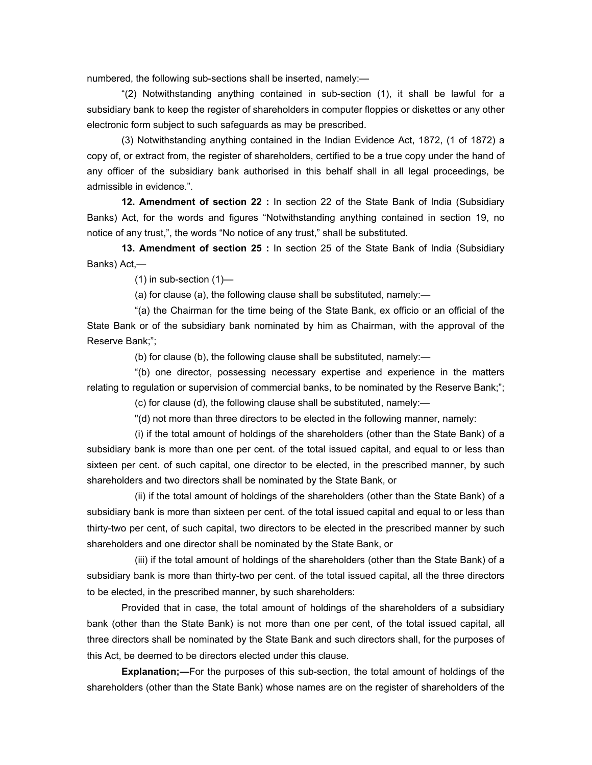numbered, the following sub-sections shall be inserted, namely:—

"(2) Notwithstanding anything contained in sub-section (1), it shall be lawful for a subsidiary bank to keep the register of shareholders in computer floppies or diskettes or any other electronic form subject to such safeguards as may be prescribed.

(3) Notwithstanding anything contained in the Indian Evidence Act, 1872, (1 of 1872) a copy of, or extract from, the register of shareholders, certified to be a true copy under the hand of any officer of the subsidiary bank authorised in this behalf shall in all legal proceedings, be admissible in evidence.".

**12. Amendment of section 22 :** In section 22 of the State Bank of India (Subsidiary Banks) Act, for the words and figures "Notwithstanding anything contained in section 19, no notice of any trust,", the words "No notice of any trust," shall be substituted.

**13. Amendment of section 25 :** In section 25 of the State Bank of India (Subsidiary Banks) Act,—

(1) in sub-section (1)—

(a) for clause (a), the following clause shall be substituted, namely:—

"(a) the Chairman for the time being of the State Bank, ex officio or an official of the State Bank or of the subsidiary bank nominated by him as Chairman, with the approval of the Reserve Bank;";

(b) for clause (b), the following clause shall be substituted, namely:—

"(b) one director, possessing necessary expertise and experience in the matters relating to regulation or supervision of commercial banks, to be nominated by the Reserve Bank;";

(c) for clause (d), the following clause shall be substituted, namely:—

"(d) not more than three directors to be elected in the following manner, namely:

(i) if the total amount of holdings of the shareholders (other than the State Bank) of a subsidiary bank is more than one per cent. of the total issued capital, and equal to or less than sixteen per cent. of such capital, one director to be elected, in the prescribed manner, by such shareholders and two directors shall be nominated by the State Bank, or

(ii) if the total amount of holdings of the shareholders (other than the State Bank) of a subsidiary bank is more than sixteen per cent. of the total issued capital and equal to or less than thirty-two per cent, of such capital, two directors to be elected in the prescribed manner by such shareholders and one director shall be nominated by the State Bank, or

(iii) if the total amount of holdings of the shareholders (other than the State Bank) of a subsidiary bank is more than thirty-two per cent. of the total issued capital, all the three directors to be elected, in the prescribed manner, by such shareholders:

Provided that in case, the total amount of holdings of the shareholders of a subsidiary bank (other than the State Bank) is not more than one per cent, of the total issued capital, all three directors shall be nominated by the State Bank and such directors shall, for the purposes of this Act, be deemed to be directors elected under this clause.

**Explanation;—**For the purposes of this sub-section, the total amount of holdings of the shareholders (other than the State Bank) whose names are on the register of shareholders of the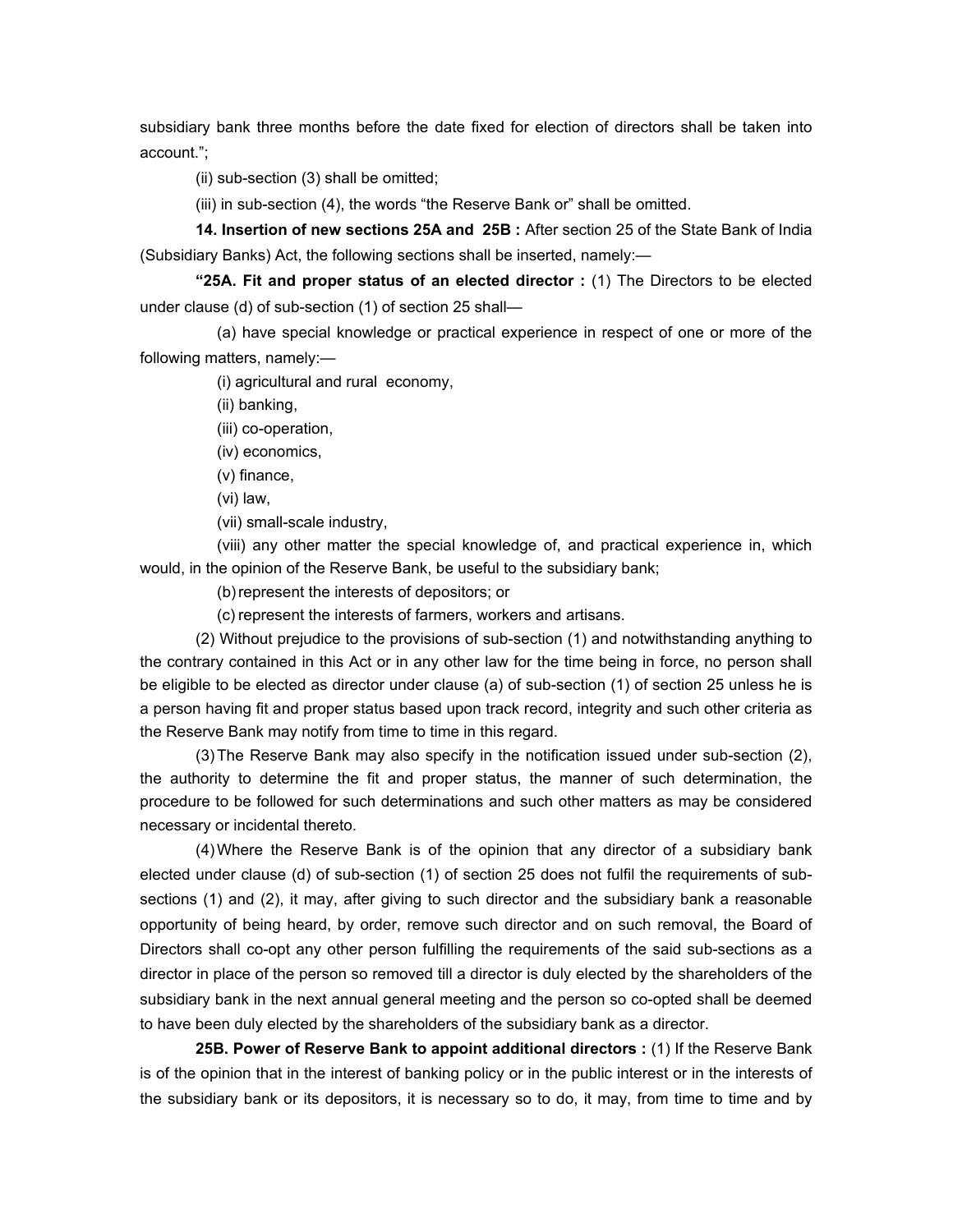subsidiary bank three months before the date fixed for election of directors shall be taken into account.";

(ii) sub-section (3) shall be omitted;

(iii) in sub-section (4), the words "the Reserve Bank or" shall be omitted.

**14. Insertion of new sections 25A and 25B :** After section 25 of the State Bank of India (Subsidiary Banks) Act, the following sections shall be inserted, namely:—

**"25A. Fit and proper status of an elected director :** (1) The Directors to be elected under clause (d) of sub-section (1) of section 25 shall—

(a) have special knowledge or practical experience in respect of one or more of the following matters, namely:—

(i) agricultural and rural economy,

(ii) banking,

(iii) co-operation,

(iv) economics,

(v) finance,

(vi) law,

(vii) small-scale industry,

(viii) any other matter the special knowledge of, and practical experience in, which would, in the opinion of the Reserve Bank, be useful to the subsidiary bank;

(b) represent the interests of depositors; or

(c) represent the interests of farmers, workers and artisans.

(2) Without prejudice to the provisions of sub-section (1) and notwithstanding anything to the contrary contained in this Act or in any other law for the time being in force, no person shall be eligible to be elected as director under clause (a) of sub-section (1) of section 25 unless he is a person having fit and proper status based upon track record, integrity and such other criteria as the Reserve Bank may notify from time to time in this regard.

(3) The Reserve Bank may also specify in the notification issued under sub-section (2), the authority to determine the fit and proper status, the manner of such determination, the procedure to be followed for such determinations and such other matters as may be considered necessary or incidental thereto.

(4) Where the Reserve Bank is of the opinion that any director of a subsidiary bank elected under clause (d) of sub-section (1) of section 25 does not fulfil the requirements of sub-sections (1) and (2), it may, after giving to such director and the subsidiary bank a reasonable opportunity of being heard, by order, remove such director and on such removal, the Board of Directors shall co-opt any other person fulfilling the requirements of the said sub-sections as a director in place of the person so removed till a director is duly elected by the shareholders of the subsidiary bank in the next annual general meeting and the person so co-opted shall be deemed to have been duly elected by the shareholders of the subsidiary bank as a director.

**25B. Power of Reserve Bank to appoint additional directors :** (1) If the Reserve Bank is of the opinion that in the interest of banking policy or in the public interest or in the interests of the subsidiary bank or its depositors, it is necessary so to do, it may, from time to time and by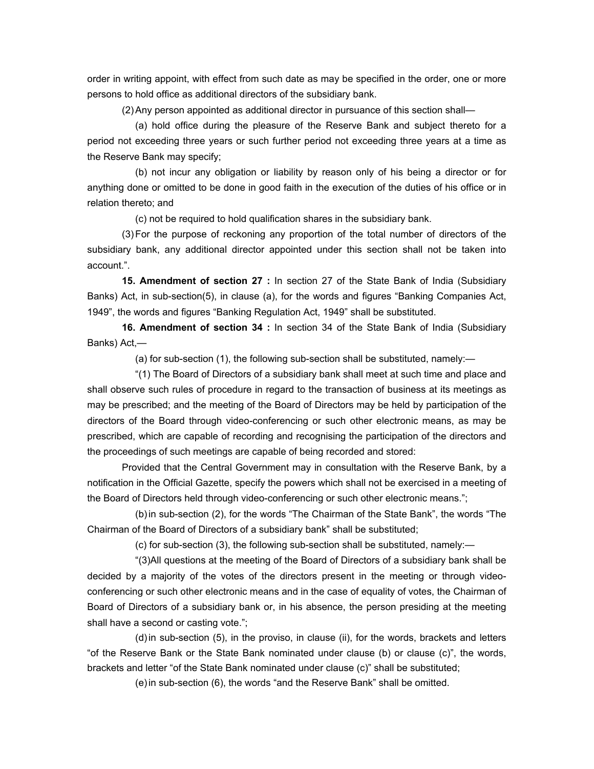order in writing appoint, with effect from such date as may be specified in the order, one or more persons to hold office as additional directors of the subsidiary bank.

(2) Any person appointed as additional director in pursuance of this section shall—

(a) hold office during the pleasure of the Reserve Bank and subject thereto for a period not exceeding three years or such further period not exceeding three years at a time as the Reserve Bank may specify;

(b) not incur any obligation or liability by reason only of his being a director or for anything done or omitted to be done in good faith in the execution of the duties of his office or in relation thereto; and

(c) not be required to hold qualification shares in the subsidiary bank.

(3) For the purpose of reckoning any proportion of the total number of directors of the subsidiary bank, any additional director appointed under this section shall not be taken into account.".

**15. Amendment of section 27 :** In section 27 of the State Bank of India (Subsidiary Banks) Act, in sub-section(5), in clause (a), for the words and figures "Banking Companies Act, 1949", the words and figures "Banking Regulation Act, 1949" shall be substituted.

**16. Amendment of section 34 :** In section 34 of the State Bank of India (Subsidiary Banks) Act,—

(a) for sub-section (1), the following sub-section shall be substituted, namely:—

"(1) The Board of Directors of a subsidiary bank shall meet at such time and place and shall observe such rules of procedure in regard to the transaction of business at its meetings as may be prescribed; and the meeting of the Board of Directors may be held by participation of the directors of the Board through video-conferencing or such other electronic means, as may be prescribed, which are capable of recording and recognising the participation of the directors and the proceedings of such meetings are capable of being recorded and stored:

Provided that the Central Government may in consultation with the Reserve Bank, by a notification in the Official Gazette, specify the powers which shall not be exercised in a meeting of the Board of Directors held through video-conferencing or such other electronic means.";

(b) in sub-section (2), for the words "The Chairman of the State Bank", the words "The Chairman of the Board of Directors of a subsidiary bank" shall be substituted;

(c) for sub-section (3), the following sub-section shall be substituted, namely:—

"(3)All questions at the meeting of the Board of Directors of a subsidiary bank shall be decided by a majority of the votes of the directors present in the meeting or through video-conferencing or such other electronic means and in the case of equality of votes, the Chairman of Board of Directors of a subsidiary bank or, in his absence, the person presiding at the meeting shall have a second or casting vote.";

(d) in sub-section (5), in the proviso, in clause (ii), for the words, brackets and letters "of the Reserve Bank or the State Bank nominated under clause (b) or clause (c)", the words, brackets and letter "of the State Bank nominated under clause (c)" shall be substituted;

(e) in sub-section (6), the words "and the Reserve Bank" shall be omitted.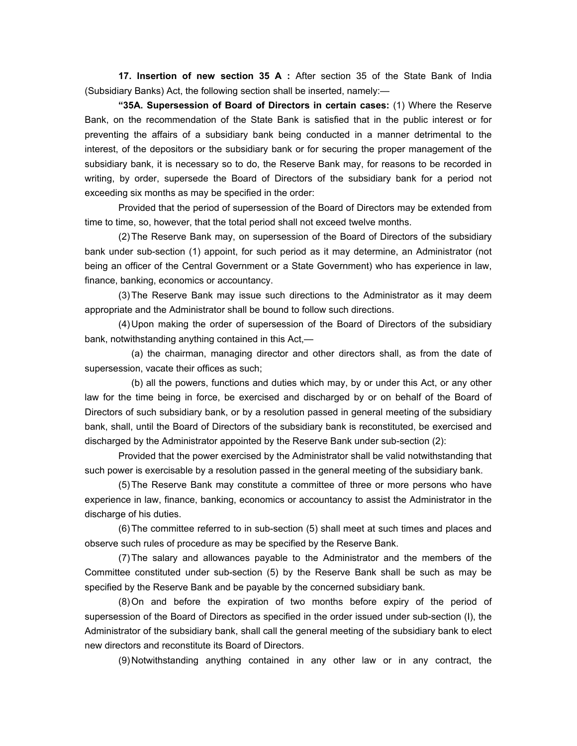**17. Insertion of new section 35 A :** After section 35 of the State Bank of India (Subsidiary Banks) Act, the following section shall be inserted, namely:—

**"35A. Supersession of Board of Directors in certain cases:** (1) Where the Reserve Bank, on the recommendation of the State Bank is satisfied that in the public interest or for preventing the affairs of a subsidiary bank being conducted in a manner detrimental to the interest, of the depositors or the subsidiary bank or for securing the proper management of the subsidiary bank, it is necessary so to do, the Reserve Bank may, for reasons to be recorded in writing, by order, supersede the Board of Directors of the subsidiary bank for a period not exceeding six months as may be specified in the order:

Provided that the period of supersession of the Board of Directors may be extended from time to time, so, however, that the total period shall not exceed twelve months.

(2) The Reserve Bank may, on supersession of the Board of Directors of the subsidiary bank under sub-section (1) appoint, for such period as it may determine, an Administrator (not being an officer of the Central Government or a State Government) who has experience in law, finance, banking, economics or accountancy.

(3) The Reserve Bank may issue such directions to the Administrator as it may deem appropriate and the Administrator shall be bound to follow such directions.

(4) Upon making the order of supersession of the Board of Directors of the subsidiary bank, notwithstanding anything contained in this Act,—

(a) the chairman, managing director and other directors shall, as from the date of supersession, vacate their offices as such;

(b) all the powers, functions and duties which may, by or under this Act, or any other law for the time being in force, be exercised and discharged by or on behalf of the Board of Directors of such subsidiary bank, or by a resolution passed in general meeting of the subsidiary bank, shall, until the Board of Directors of the subsidiary bank is reconstituted, be exercised and discharged by the Administrator appointed by the Reserve Bank under sub-section (2):

Provided that the power exercised by the Administrator shall be valid notwithstanding that such power is exercisable by a resolution passed in the general meeting of the subsidiary bank.

(5) The Reserve Bank may constitute a committee of three or more persons who have experience in law, finance, banking, economics or accountancy to assist the Administrator in the discharge of his duties.

(6) The committee referred to in sub-section (5) shall meet at such times and places and observe such rules of procedure as may be specified by the Reserve Bank.

(7) The salary and allowances payable to the Administrator and the members of the Committee constituted under sub-section (5) by the Reserve Bank shall be such as may be specified by the Reserve Bank and be payable by the concerned subsidiary bank.

(8) On and before the expiration of two months before expiry of the period of supersession of the Board of Directors as specified in the order issued under sub-section (I), the Administrator of the subsidiary bank, shall call the general meeting of the subsidiary bank to elect new directors and reconstitute its Board of Directors.

(9) Notwithstanding anything contained in any other law or in any contract, the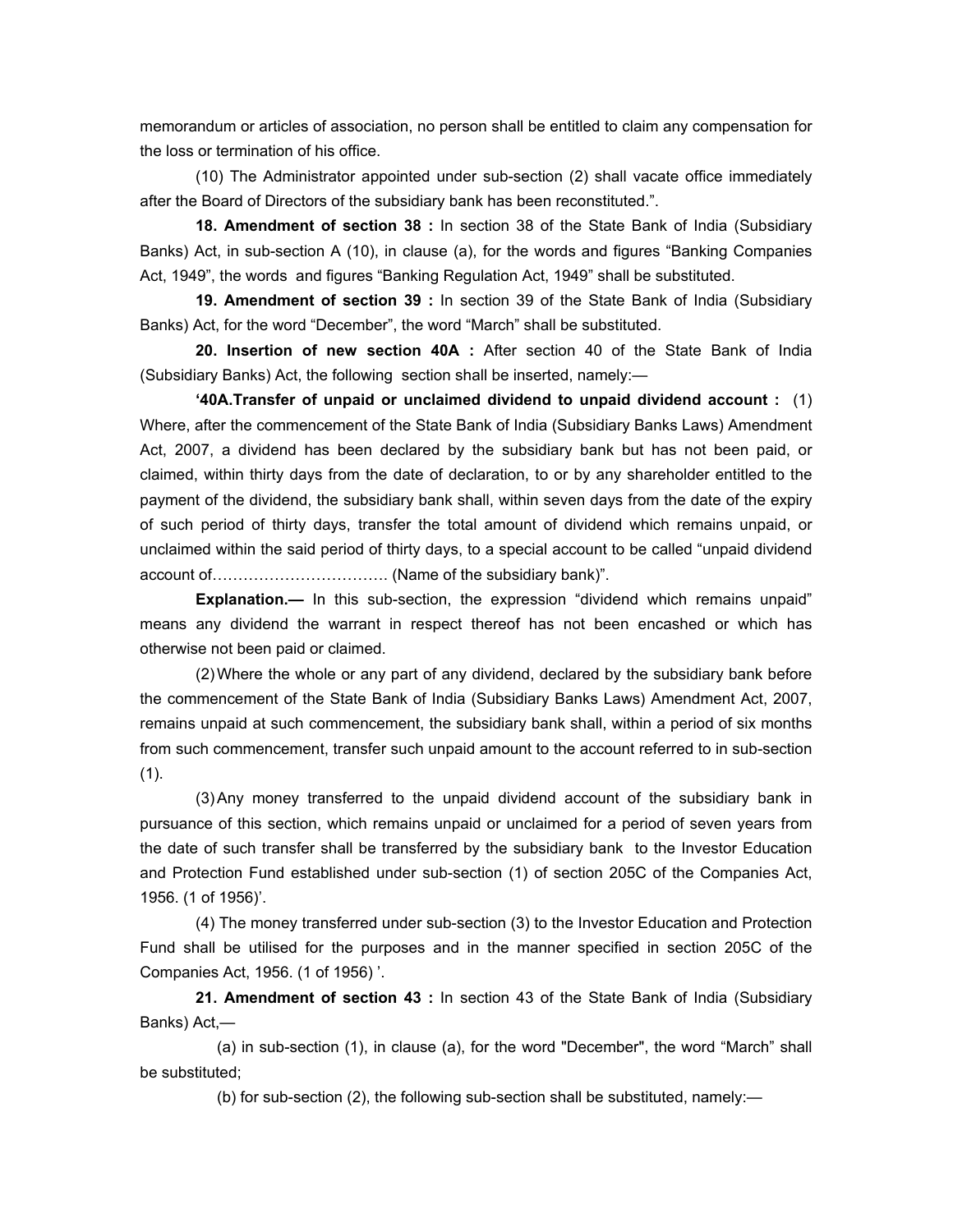memorandum or articles of association, no person shall be entitled to claim any compensation for the loss or termination of his office.

(10) The Administrator appointed under sub-section (2) shall vacate office immediately after the Board of Directors of the subsidiary bank has been reconstituted.".

**18. Amendment of section 38 :** In section 38 of the State Bank of India (Subsidiary Banks) Act, in sub-section A (10), in clause (a), for the words and figures "Banking Companies Act, 1949", the words and figures "Banking Regulation Act, 1949" shall be substituted.

**19. Amendment of section 39 :** In section 39 of the State Bank of India (Subsidiary Banks) Act, for the word "December", the word "March" shall be substituted.

**20. Insertion of new section 40A :** After section 40 of the State Bank of India (Subsidiary Banks) Act, the following section shall be inserted, namely:—

**'40A.Transfer of unpaid or unclaimed dividend to unpaid dividend account :** (1) Where, after the commencement of the State Bank of India (Subsidiary Banks Laws) Amendment Act, 2007, a dividend has been declared by the subsidiary bank but has not been paid, or claimed, within thirty days from the date of declaration, to or by any shareholder entitled to the payment of the dividend, the subsidiary bank shall, within seven days from the date of the expiry of such period of thirty days, transfer the total amount of dividend which remains unpaid, or unclaimed within the said period of thirty days, to a special account to be called "unpaid dividend account of……………………………. (Name of the subsidiary bank)".

**Explanation.—** In this sub-section, the expression "dividend which remains unpaid" means any dividend the warrant in respect thereof has not been encashed or which has otherwise not been paid or claimed.

(2) Where the whole or any part of any dividend, declared by the subsidiary bank before the commencement of the State Bank of India (Subsidiary Banks Laws) Amendment Act, 2007, remains unpaid at such commencement, the subsidiary bank shall, within a period of six months from such commencement, transfer such unpaid amount to the account referred to in sub-section (1).

(3) Any money transferred to the unpaid dividend account of the subsidiary bank in pursuance of this section, which remains unpaid or unclaimed for a period of seven years from the date of such transfer shall be transferred by the subsidiary bank to the Investor Education and Protection Fund established under sub-section (1) of section 205C of the Companies Act, 1956. (1 of 1956)'.

(4) The money transferred under sub-section (3) to the Investor Education and Protection Fund shall be utilised for the purposes and in the manner specified in section 205C of the Companies Act, 1956. (1 of 1956) '.

**21. Amendment of section 43 :** In section 43 of the State Bank of India (Subsidiary Banks) Act,—

(a) in sub-section (1), in clause (a), for the word "December", the word "March" shall be substituted;

(b) for sub-section (2), the following sub-section shall be substituted, namely:—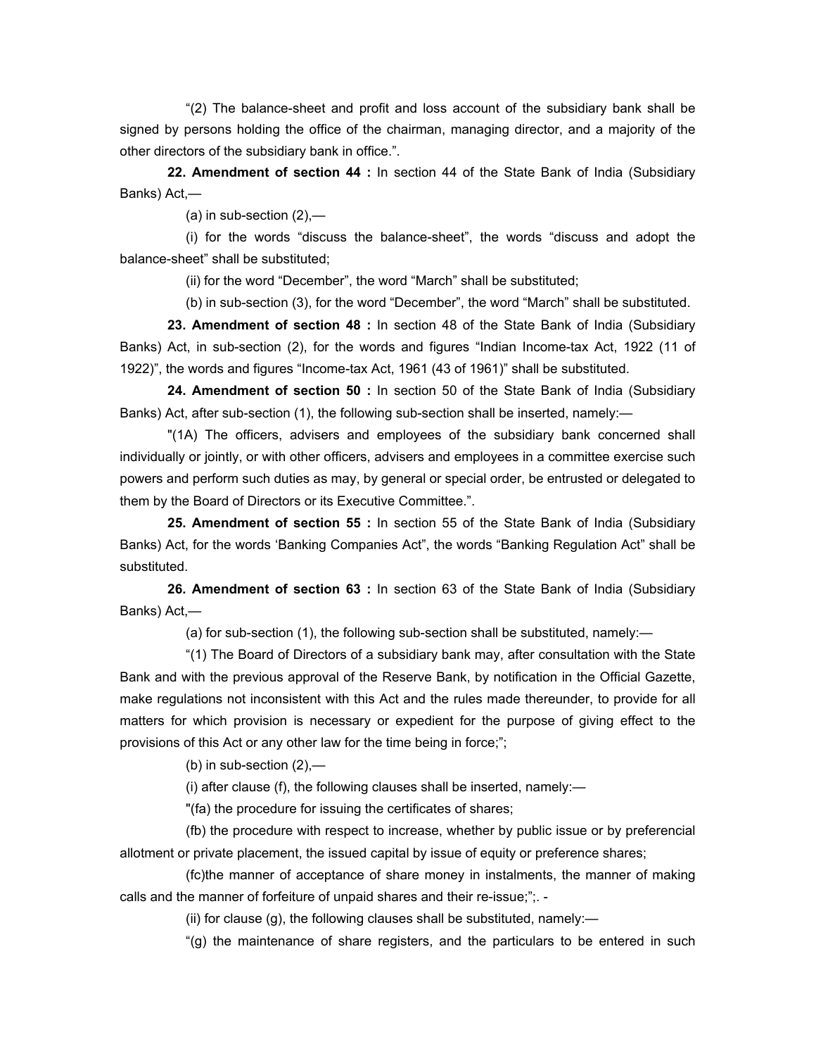"(2) The balance-sheet and profit and loss account of the subsidiary bank shall be signed by persons holding the office of the chairman, managing director, and a majority of the other directors of the subsidiary bank in office.".

**22. Amendment of section 44 :** In section 44 of the State Bank of India (Subsidiary Banks) Act,—

(a) in sub-section (2),—

(i) for the words "discuss the balance-sheet", the words "discuss and adopt the balance-sheet" shall be substituted;

(ii) for the word "December", the word "March" shall be substituted;

(b) in sub-section (3), for the word "December", the word "March" shall be substituted.

**23. Amendment of section 48 :** In section 48 of the State Bank of India (Subsidiary Banks) Act, in sub-section (2), for the words and figures "Indian Income-tax Act, 1922 (11 of 1922)", the words and figures "Income-tax Act, 1961 (43 of 1961)" shall be substituted.

**24. Amendment of section 50 :** In section 50 of the State Bank of India (Subsidiary Banks) Act, after sub-section (1), the following sub-section shall be inserted, namely:—

"(1A) The officers, advisers and employees of the subsidiary bank concerned shall individually or jointly, or with other officers, advisers and employees in a committee exercise such powers and perform such duties as may, by general or special order, be entrusted or delegated to them by the Board of Directors or its Executive Committee.".

**25. Amendment of section 55 :** In section 55 of the State Bank of India (Subsidiary Banks) Act, for the words 'Banking Companies Act", the words "Banking Regulation Act" shall be substituted.

**26. Amendment of section 63 :** In section 63 of the State Bank of India (Subsidiary Banks) Act,—

(a) for sub-section (1), the following sub-section shall be substituted, namely:—

"(1) The Board of Directors of a subsidiary bank may, after consultation with the State Bank and with the previous approval of the Reserve Bank, by notification in the Official Gazette, make regulations not inconsistent with this Act and the rules made thereunder, to provide for all matters for which provision is necessary or expedient for the purpose of giving effect to the provisions of this Act or any other law for the time being in force;";

(b) in sub-section (2),—

(i) after clause (f), the following clauses shall be inserted, namely:—

"(fa) the procedure for issuing the certificates of shares;

(fb) the procedure with respect to increase, whether by public issue or by preferencial allotment or private placement, the issued capital by issue of equity or preference shares;

(fc)the manner of acceptance of share money in instalments, the manner of making calls and the manner of forfeiture of unpaid shares and their re-issue;";. -

(ii) for clause (g), the following clauses shall be substituted, namely:—

"(g) the maintenance of share registers, and the particulars to be entered in such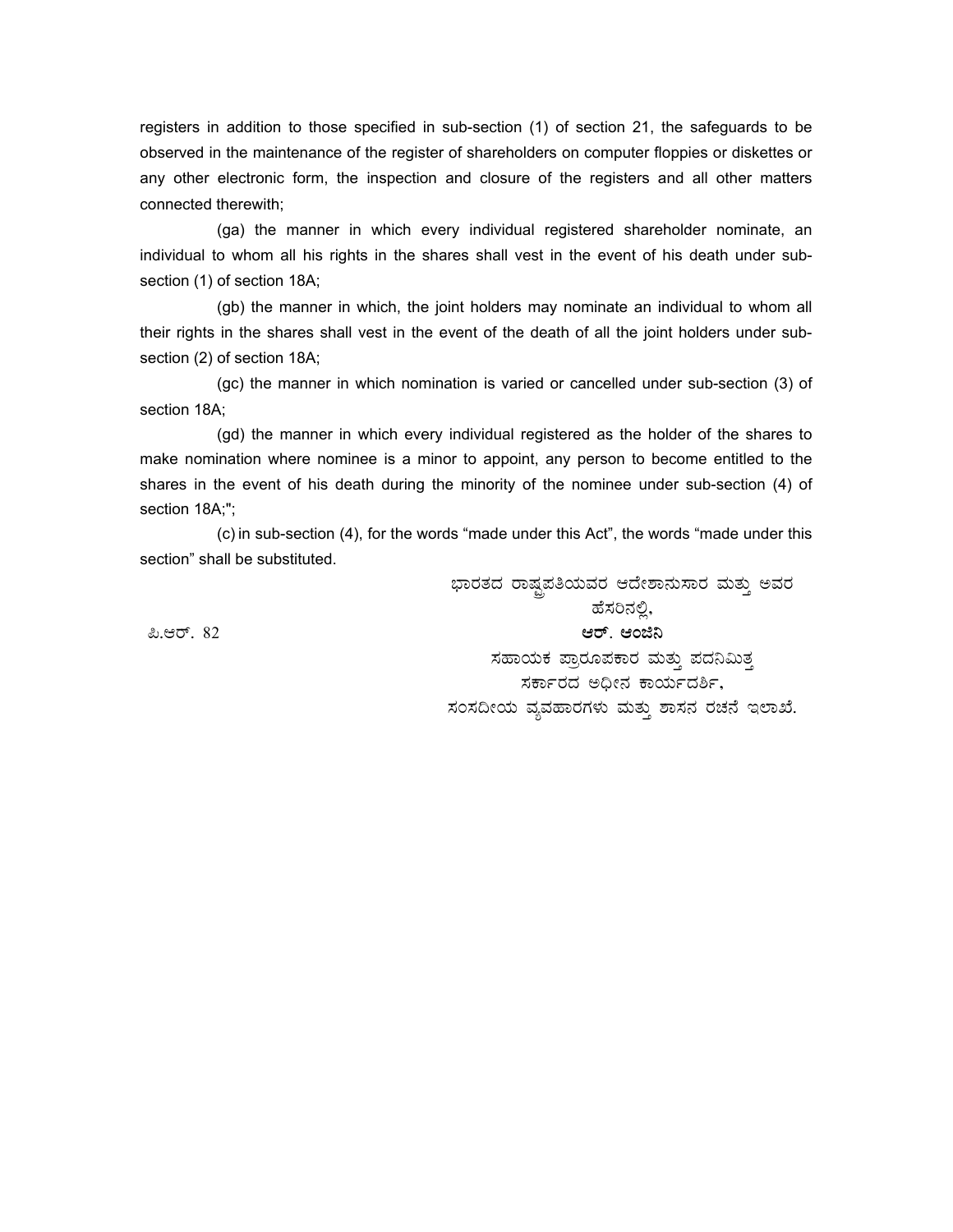registers in addition to those specified in sub-section (1) of section 21, the safeguards to be observed in the maintenance of the register of shareholders on computer floppies or diskettes or any other electronic form, the inspection and closure of the registers and all other matters connected therewith;

(ga) the manner in which every individual registered shareholder nominate, an individual to whom all his rights in the shares shall vest in the event of his death under sub-section (1) of section 18A;

(gb) the manner in which, the joint holders may nominate an individual to whom all their rights in the shares shall vest in the event of the death of all the joint holders under sub-section (2) of section 18A;

(gc) the manner in which nomination is varied or cancelled under sub-section (3) of section 18A;

(gd) the manner in which every individual registered as the holder of the shares to make nomination where nominee is a minor to appoint, any person to become entitled to the shares in the event of his death during the minority of the nominee under sub-section (4) of section 18A;";

(c) in sub-section (4), for the words "made under this Act", the words "made under this section" shall be substituted.

ಭಾರತದ ರಾಷ್ಟ್ರಪತಿಯವರ ಆದೇಶಾನುಸಾರ ಮತ್ತು ಅವರ ಹೆಸರಿನಲ್ಲಿ,

ಪಿ.ಆರ್. 82

**ಆರ್. ಆಂಜಿನಿ**

ಸಹಾಯಕ ಪ್ರಾರೂಪಕಾರ ಮತ್ತು ಪದನಿಮಿತ್ತ ಸರ್ಕಾರದ ಅಧೀನ ಕಾರ್ಯದರ್ಶಿ,
ಸಂಸದೀಯ ವ್ಯವಹಾರಗಳು ಮತ್ತು ಶಾಸನ ರಚನೆ ಇಲಾಖೆ.